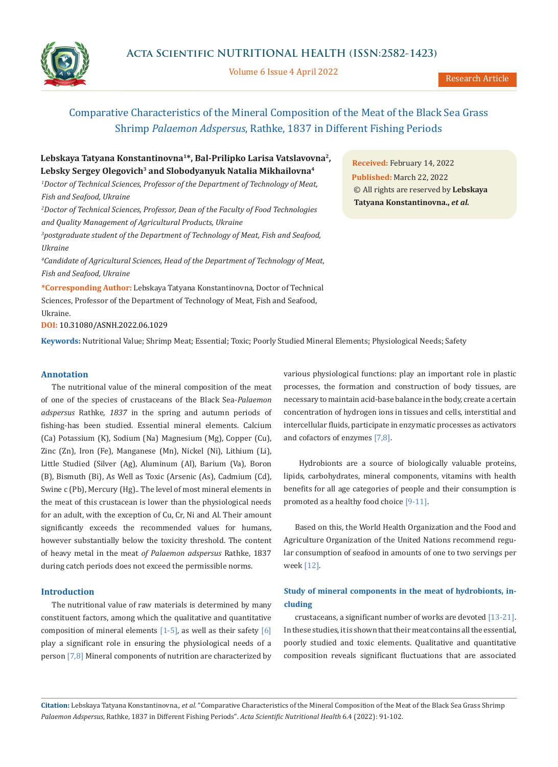# Comparative Characteristics of the Mineral Composition of the Meat of the Black Sea Grass Shrimp *Palaemon Adspersus*, Rathke, 1837 in Different Fishing Periods

**Lebskaya Tatyana Konstantinovna[1]\*, Bal-Prilipko Larisa Vatslavovna[2], Lebsky Sergey Olegovich[3] and Slobodyanyuk Natalia Mikhailovna[4]**

[1]*Doctor of Technical Sciences, Professor of the Department of Technology of Meat, Fish and Seafood, Ukraine*

[2]*Doctor of Technical Sciences, Professor, Dean of the Faculty of Food Technologies and Quality Management of Agricultural Products, Ukraine*

[3]*postgraduate student of the Department of Technology of Meat, Fish and Seafood, Ukraine*

[4]*Candidate of Agricultural Sciences, Head of the Department of Technology of Meat, Fish and Seafood, Ukraine*

**\*Corresponding Author:** Lebskaya Tatyana Konstantinovna, Doctor of Technical Sciences, Professor of the Department of Technology of Meat, Fish and Seafood, Ukraine.

**DOI:** 10.31080/ASNH.2022.06.1029

**Received:** February 14, 2022
**Published:** March 22, 2022
© All rights are reserved by **Lebskaya Tatyana Konstantinovna., *et al.***

**Keywords:** Nutritional Value; Shrimp Meat; Essential; Toxic; Poorly Studied Mineral Elements; Physiological Needs; Safety

## Annotation

The nutritional value of the mineral composition of the meat of one of the species of crustaceans of the Black Sea-*Palaemon adspersus* Rathke, *1837* in the spring and autumn periods of fishing-has been studied. Essential mineral elements. Calcium (Ca) Potassium (K), Sodium (Na) Magnesium (Mg), Copper (Cu), Zinc (Zn), Iron (Fe), Manganese (Mn), Nickel (Ni), Lithium (Li), Little Studied (Silver (Ag), Aluminum (Al), Barium (Va), Boron (B), Bismuth (Bi), As Well as Toxic (Arsenic (As), Cadmium (Cd), Swine c (Pb), Mercury (Hg).. The level of most mineral elements in the meat of this crustacean is lower than the physiological needs for an adult, with the exception of Cu, Cr, Ni and Al. Their amount significantly exceeds the recommended values for humans, however substantially below the toxicity threshold. The content of heavy metal in the meat *of Palaemon adspersus* Rathke, 1837 during catch periods does not exceed the permissible norms.

## Introduction

The nutritional value of raw materials is determined by many constituent factors, among which the qualitative and quantitative composition of mineral elements [1-5], as well as their safety [6] play a significant role in ensuring the physiological needs of a person [7,8] Mineral components of nutrition are characterized by various physiological functions: play an important role in plastic processes, the formation and construction of body tissues, are necessary to maintain acid-base balance in the body, create a certain concentration of hydrogen ions in tissues and cells, interstitial and intercellular fluids, participate in enzymatic processes as activators and cofactors of enzymes [7,8].

Hydrobionts are a source of biologically valuable proteins, lipids, carbohydrates, mineral components, vitamins with health benefits for all age categories of people and their consumption is promoted as a healthy food choice [9-11].

Based on this, the World Health Organization and the Food and Agriculture Organization of the United Nations recommend regular consumption of seafood in amounts of one to two servings per week [12].

### Study of mineral components in the meat of hydrobionts, including

crustaceans, a significant number of works are devoted [13-21]. In these studies, it is shown that their meat contains all the essential, poorly studied and toxic elements. Qualitative and quantitative composition reveals significant fluctuations that are associated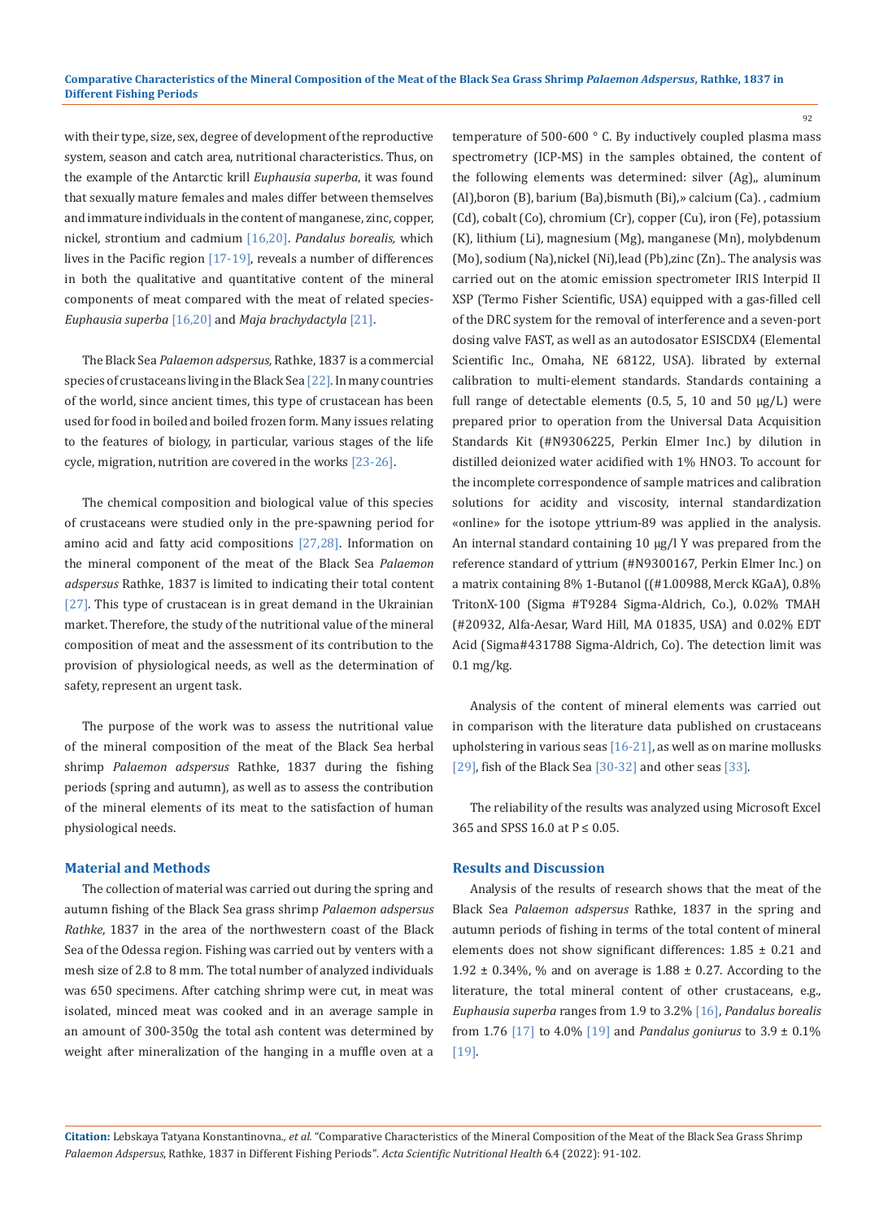with their type, size, sex, degree of development of the reproductive system, season and catch area, nutritional characteristics. Thus, on the example of the Antarctic krill *Euphausia superba*, it was found that sexually mature females and males differ between themselves and immature individuals in the content of manganese, zinc, copper, nickel, strontium and cadmium [16,20]. *Pandalus borealis,* which lives in the Pacific region [17-19], reveals a number of differences in both the qualitative and quantitative content of the mineral components of meat compared with the meat of related species- *Euphausia superba* [16,20] and *Maja brachydactyla* [21].

The Black Sea *Palaemon adspersus,* Rathke, 1837 is a commercial species of crustaceans living in the Black Sea [22]. In many countries of the world, since ancient times, this type of crustacean has been used for food in boiled and boiled frozen form. Many issues relating to the features of biology, in particular, various stages of the life cycle, migration, nutrition are covered in the works [23-26].

The chemical composition and biological value of this species of crustaceans were studied only in the pre-spawning period for amino acid and fatty acid compositions [27,28]. Information on the mineral component of the meat of the Black Sea *Palaemon adspersus* Rathke, 1837 is limited to indicating their total content [27]. This type of crustacean is in great demand in the Ukrainian market. Therefore, the study of the nutritional value of the mineral composition of meat and the assessment of its contribution to the provision of physiological needs, as well as the determination of safety, represent an urgent task.

The purpose of the work was to assess the nutritional value of the mineral composition of the meat of the Black Sea herbal shrimp *Palaemon adspersus* Rathke, 1837 during the fishing periods (spring and autumn), as well as to assess the contribution of the mineral elements of its meat to the satisfaction of human physiological needs.

## Material and Methods

The collection of material was carried out during the spring and autumn fishing of the Black Sea grass shrimp *Palaemon adspersus Rathke*, 1837 in the area of the northwestern coast of the Black Sea of the Odessa region. Fishing was carried out by venters with a mesh size of 2.8 to 8 mm. The total number of analyzed individuals was 650 specimens. After catching shrimp were cut, in meat was isolated, minced meat was cooked and in an average sample in an amount of 300-350g the total ash content was determined by weight after mineralization of the hanging in a muffle oven at a temperature of 500-600 ° C. By inductively coupled plasma mass spectrometry (ICP-MS) in the samples obtained, the content of the following elements was determined: silver (Ag),, aluminum (Al),boron (B), barium (Ba),bismuth (Bi),» calcium (Ca). , cadmium (Cd), cobalt (Co), chromium (Cr), copper (Cu), iron (Fe), potassium (K), lithium (Li), magnesium (Mg), manganese (Mn), molybdenum (Mo), sodium (Na),nickel (Ni),lead (Pb),zinc (Zn).. The analysis was carried out on the atomic emission spectrometer IRIS Interpid II XSP (Termo Fisher Scientific, USA) equipped with a gas-filled cell of the DRC system for the removal of interference and a seven-port dosing valve FAST, as well as an autodosator ESISCDX4 (Elemental Scientific Inc., Omaha, NE 68122, USA). librated by external calibration to multi-element standards. Standards containing a full range of detectable elements (0.5, 5, 10 and 50 μg/L) were prepared prior to operation from the Universal Data Acquisition Standards Kit (#N9306225, Perkin Elmer Inc.) by dilution in distilled deionized water acidified with 1% $HNO_3$. To account for the incomplete correspondence of sample matrices and calibration solutions for acidity and viscosity, internal standardization «online» for the isotope yttrium-89 was applied in the analysis. An internal standard containing 10 μg/l Y was prepared from the reference standard of yttrium (#N9300167, Perkin Elmer Inc.) on a matrix containing 8% 1-Butanol ((#1.00988, Merck KGaA), 0.8% TritonX-100 (Sigma #T9284 Sigma-Aldrich, Co.), 0.02% TMAH (#20932, Alfa-Aesar, Ward Hill, MA 01835, USA) and 0.02% EDT Acid (Sigma#431788 Sigma-Aldrich, Co). The detection limit was 0.1 mg/kg.

Analysis of the content of mineral elements was carried out in comparison with the literature data published on crustaceans upholstering in various seas [16-21], as well as on marine mollusks [29], fish of the Black Sea [30-32] and other seas [33].

The reliability of the results was analyzed using Microsoft Excel 365 and SPSS 16.0 at $P \leq 0.05$.

## Results and Discussion

Analysis of the results of research shows that the meat of the Black Sea *Palaemon adspersus* Rathke, 1837 in the spring and autumn periods of fishing in terms of the total content of mineral elements does not show significant differences: 1.85 ± 0.21 and 1.92 ± 0.34%, % and on average is 1.88 ± 0.27. According to the literature, the total mineral content of other crustaceans, e.g., *Euphausia superba* ranges from 1.9 to 3.2% [16], *Pandalus borealis* from 1.76 [17] to 4.0% [19] and *Pandalus goniurus* to 3.9 ± 0.1% [19].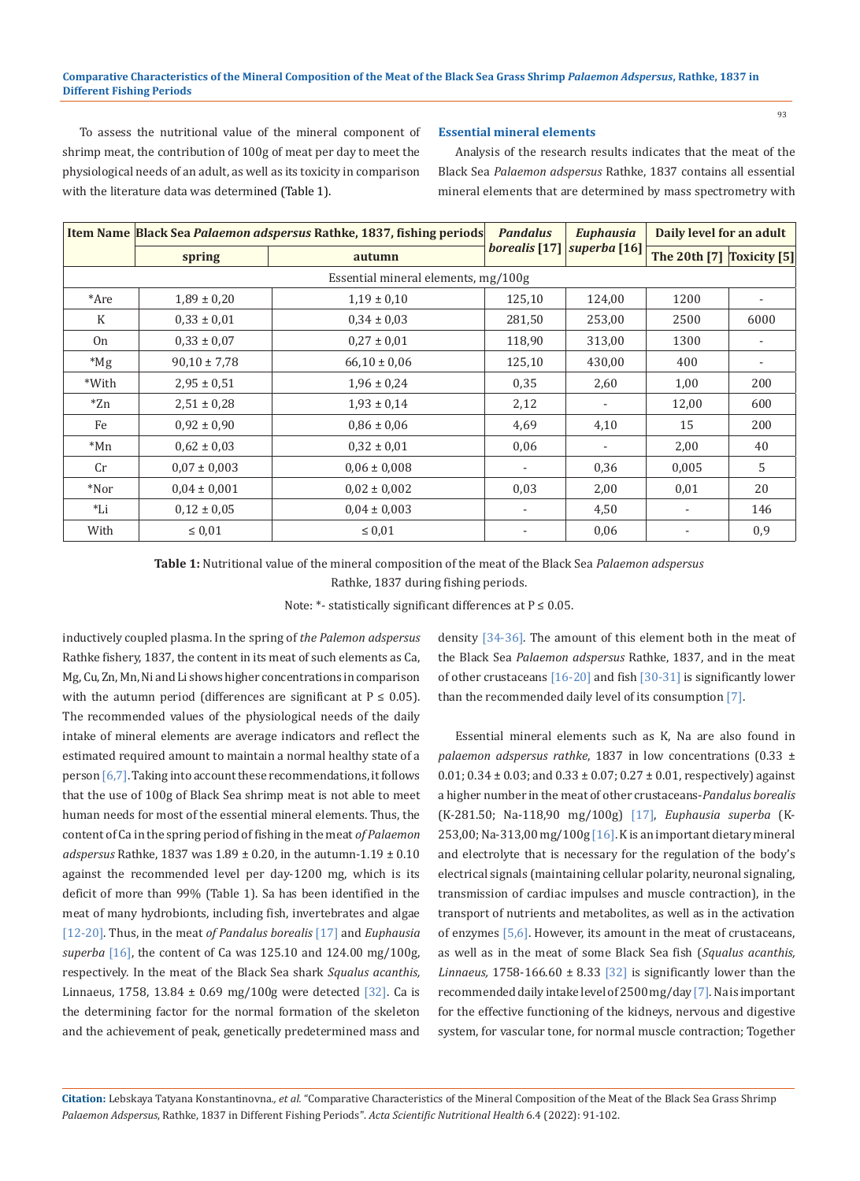To assess the nutritional value of the mineral component of shrimp meat, the contribution of 100g of meat per day to meet the physiological needs of an adult, as well as its toxicity in comparison with the literature data was determined (Table 1).

### Essential mineral elements

Analysis of the research results indicates that the meat of the Black Sea *Palaemon adspersus* Rathke, 1837 contains all essential mineral elements that are determined by mass spectrometry with inductively coupled plasma. In the spring of *the Palemon adspersus* Rathke fishery, 1837, the content in its meat of such elements as Ca, Mg, Cu, Zn, Mn, Ni and Li shows higher concentrations in comparison with the autumn period (differences are significant at P ≤ 0.05). The recommended values of the physiological needs of the daily intake of mineral elements are average indicators and reflect the estimated required amount to maintain a normal healthy state of a person [6,7]. Taking into account these recommendations, it follows that the use of 100g of Black Sea shrimp meat is not able to meet human needs for most of the essential mineral elements. Thus, the content of Ca in the spring period of fishing in the meat *of Palaemon adspersus* Rathke, 1837 was 1.89 ± 0.20, in the autumn-1.19 ± 0.10 against the recommended level per day-1200 mg, which is its deficit of more than 99% (Table 1). Sa has been identified in the meat of many hydrobionts, including fish, invertebrates and algae [12-20]. Thus, in the meat *of Pandalus borealis* [17] and *Euphausia superba* [16], the content of Ca was 125.10 and 124.00 mg/100g, respectively. In the meat of the Black Sea shark *Squalus acanthis,* Linnaeus, 1758, 13.84 ± 0.69 mg/100g were detected [32]. Ca is the determining factor for the normal formation of the skeleton and the achievement of peak, genetically predetermined mass and density [34-36]. The amount of this element both in the meat of the Black Sea *Palaemon adspersus* Rathke, 1837, and in the meat of other crustaceans [16-20] and fish [30-31] is significantly lower than the recommended daily level of its consumption [7].

| Item Name | Black Sea *Palaemon adspersus* Rathke, 1837, fishing periods | | *Pandalus borealis* [17] | *Euphausia superba* [16] | Daily level for an adult | |
|---|---|---|---|---|---|---|
| | spring | autumn | | | The 20th [7] | Toxicity [5] |
| Essential mineral elements, mg/100g | | | | | | |
| *Are | 1,89 ± 0,20 | 1,19 ± 0,10 | 125,10 | 124,00 | 1200 | - |
| K | 0,33 ± 0,01 | 0,34 ± 0,03 | 281,50 | 253,00 | 2500 | 6000 |
| On | 0,33 ± 0,07 | 0,27 ± 0,01 | 118,90 | 313,00 | 1300 | - |
| *Mg | 90,10 ± 7,78 | 66,10 ± 0,06 | 125,10 | 430,00 | 400 | - |
| *With | 2,95 ± 0,51 | 1,96 ± 0,24 | 0,35 | 2,60 | 1,00 | 200 |
| *Zn | 2,51 ± 0,28 | 1,93 ± 0,14 | 2,12 | - | 12,00 | 600 |
| Fe | 0,92 ± 0,90 | 0,86 ± 0,06 | 4,69 | 4,10 | 15 | 200 |
| *Mn | 0,62 ± 0,03 | 0,32 ± 0,01 | 0,06 | - | 2,00 | 40 |
| Cr | 0,07 ± 0,003 | 0,06 ± 0,008 | - | 0,36 | 0,005 | 5 |
| *Nor | 0,04 ± 0,001 | 0,02 ± 0,002 | 0,03 | 2,00 | 0,01 | 20 |
| *Li | 0,12 ± 0,05 | 0,04 ± 0,003 | - | 4,50 | - | 146 |
| With | ≤ 0,01 | ≤ 0,01 | - | 0,06 | - | 0,9 |

**Table 1:** Nutritional value of the mineral composition of the meat of the Black Sea *Palaemon adspersus* Rathke, 1837 during fishing periods.

Note: *- statistically significant differences at P ≤ 0.05.

Essential mineral elements such as K, Na are also found in *palaemon adspersus rathke*, 1837 in low concentrations (0.33 ± 0.01; 0.34 ± 0.03; and 0.33 ± 0.07; 0.27 ± 0.01, respectively) against a higher number in the meat of other crustaceans-*Pandalus borealis* (K-281.50; Na-118,90 mg/100g) [17], *Euphausia superba* (K-253,00; Na-313,00 mg/100g [16]. K is an important dietary mineral and electrolyte that is necessary for the regulation of the body's electrical signals (maintaining cellular polarity, neuronal signaling, transmission of cardiac impulses and muscle contraction), in the transport of nutrients and metabolites, as well as in the activation of enzymes [5,6]. However, its amount in the meat of crustaceans, as well as in the meat of some Black Sea fish (*Squalus acanthis, Linnaeus,* 1758-166.60 ± 8.33 [32] is significantly lower than the recommended daily intake level of 2500 mg/day [7]. Na is important for the effective functioning of the kidneys, nervous and digestive system, for vascular tone, for normal muscle contraction; Together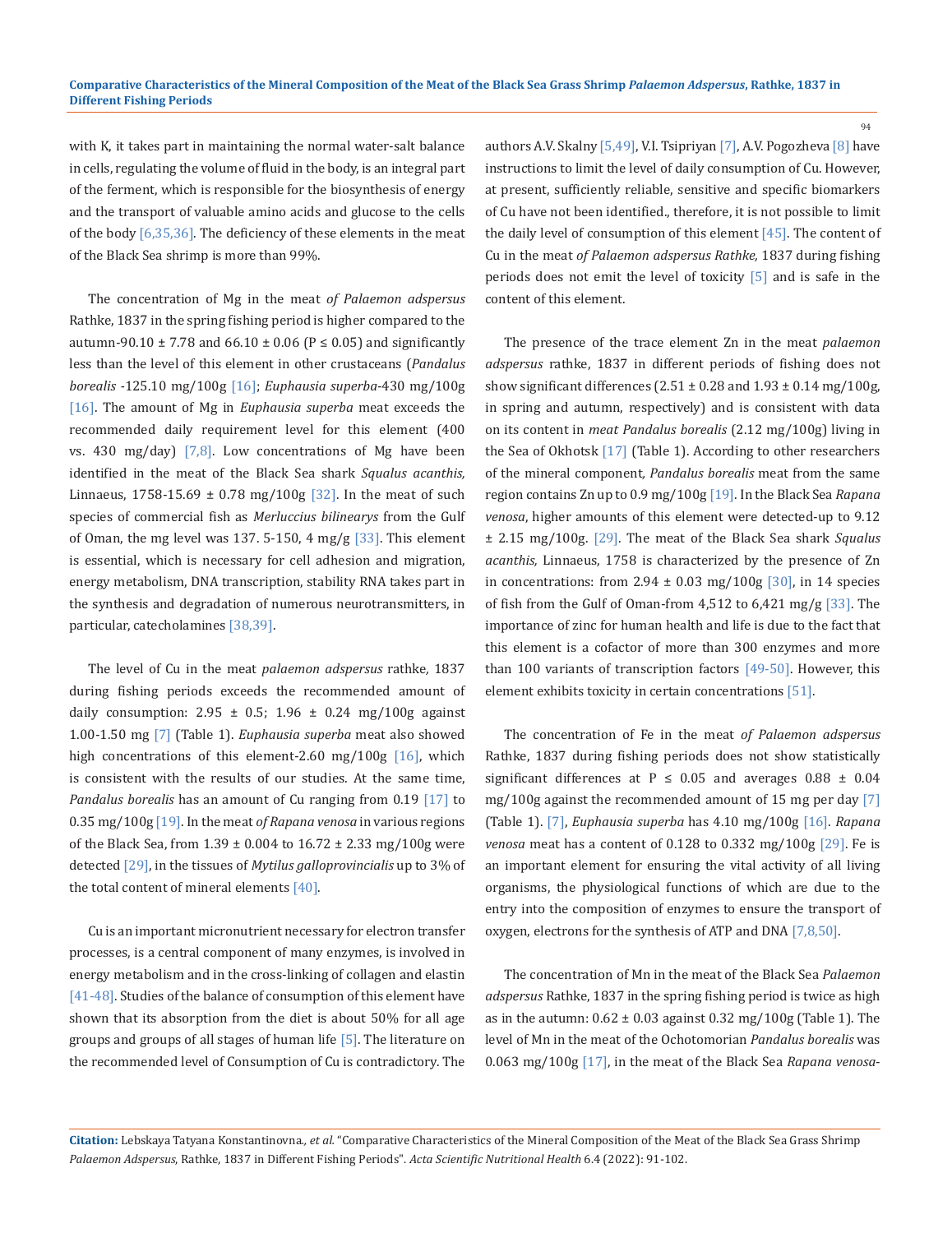with K, it takes part in maintaining the normal water-salt balance in cells, regulating the volume of fluid in the body, is an integral part of the ferment, which is responsible for the biosynthesis of energy and the transport of valuable amino acids and glucose to the cells of the body [6,35,36]. The deficiency of these elements in the meat of the Black Sea shrimp is more than 99%.

The concentration of Mg in the meat *of Palaemon adspersus* Rathke, 1837 in the spring fishing period is higher compared to the autumn-90.10 ± 7.78 and 66.10 ± 0.06 ($P \leq 0.05$) and significantly less than the level of this element in other crustaceans (*Pandalus borealis* -125.10 mg/100g [16]; *Euphausia superba*-430 mg/100g [16]. The amount of Mg in *Euphausia superba* meat exceeds the recommended daily requirement level for this element (400 vs. 430 mg/day) [7,8]. Low concentrations of Mg have been identified in the meat of the Black Sea shark *Squalus acanthis,* Linnaeus, 1758-15.69 ± 0.78 mg/100g [32]. In the meat of such species of commercial fish as *Merluccius bilinearys* from the Gulf of Oman, the mg level was 137. 5-150, 4 mg/g [33]. This element is essential, which is necessary for cell adhesion and migration, energy metabolism, DNA transcription, stability RNA takes part in the synthesis and degradation of numerous neurotransmitters, in particular, catecholamines [38,39].

The level of Cu in the meat *palaemon adspersus* rathke, 1837 during fishing periods exceeds the recommended amount of daily consumption: 2.95 ± 0.5; 1.96 ± 0.24 mg/100g against 1.00-1.50 mg [7] (Table 1). *Euphausia superba* meat also showed high concentrations of this element-2.60 mg/100g [16], which is consistent with the results of our studies. At the same time, *Pandalus borealis* has an amount of Cu ranging from 0.19 [17] to 0.35 mg/100g [19]. In the meat *of Rapana venosa* in various regions of the Black Sea, from 1.39 ± 0.004 to 16.72 ± 2.33 mg/100g were detected [29], in the tissues of *Mytilus galloprovincialis* up to 3% of the total content of mineral elements [40].

Cu is an important micronutrient necessary for electron transfer processes, is a central component of many enzymes, is involved in energy metabolism and in the cross-linking of collagen and elastin [41-48]. Studies of the balance of consumption of this element have shown that its absorption from the diet is about 50% for all age groups and groups of all stages of human life [5]. The literature on the recommended level of Consumption of Cu is contradictory. The authors A.V. Skalny [5,49], V.I. Tsipriyan [7], A.V. Pogozheva [8] have instructions to limit the level of daily consumption of Cu. However, at present, sufficiently reliable, sensitive and specific biomarkers of Cu have not been identified., therefore, it is not possible to limit the daily level of consumption of this element [45]. The content of Cu in the meat *of Palaemon adspersus Rathke,* 1837 during fishing periods does not emit the level of toxicity [5] and is safe in the content of this element.

The presence of the trace element Zn in the meat *palaemon adspersus* rathke, 1837 in different periods of fishing does not show significant differences (2.51 ± 0.28 and 1.93 ± 0.14 mg/100g, in spring and autumn, respectively) and is consistent with data on its content in *meat Pandalus borealis* (2.12 mg/100g) living in the Sea of Okhotsk [17] (Table 1). According to other researchers of the mineral component, *Pandalus borealis* meat from the same region contains Zn up to 0.9 mg/100g [19]. In the Black Sea *Rapana venosa*, higher amounts of this element were detected-up to 9.12 ± 2.15 mg/100g. [29]. The meat of the Black Sea shark *Squalus acanthis,* Linnaeus, 1758 is characterized by the presence of Zn in concentrations: from 2.94 ± 0.03 mg/100g [30], in 14 species of fish from the Gulf of Oman-from 4,512 to 6,421 mg/g [33]. The importance of zinc for human health and life is due to the fact that this element is a cofactor of more than 300 enzymes and more than 100 variants of transcription factors [49-50]. However, this element exhibits toxicity in certain concentrations [51].

The concentration of Fe in the meat *of Palaemon adspersus* Rathke, 1837 during fishing periods does not show statistically significant differences at $P \leq 0.05$ and averages 0.88 ± 0.04 mg/100g against the recommended amount of 15 mg per day [7] (Table 1). [7], *Euphausia superba* has 4.10 mg/100g [16]. *Rapana venosa* meat has a content of 0.128 to 0.332 mg/100g [29]. Fe is an important element for ensuring the vital activity of all living organisms, the physiological functions of which are due to the entry into the composition of enzymes to ensure the transport of oxygen, electrons for the synthesis of ATP and DNA [7,8,50].

The concentration of Mn in the meat of the Black Sea *Palaemon adspersus* Rathke, 1837 in the spring fishing period is twice as high as in the autumn: 0.62 ± 0.03 against 0.32 mg/100g (Table 1). The level of Mn in the meat of the Ochotomorian *Pandalus borealis* was 0.063 mg/100g [17], in the meat of the Black Sea *Rapana venosa*-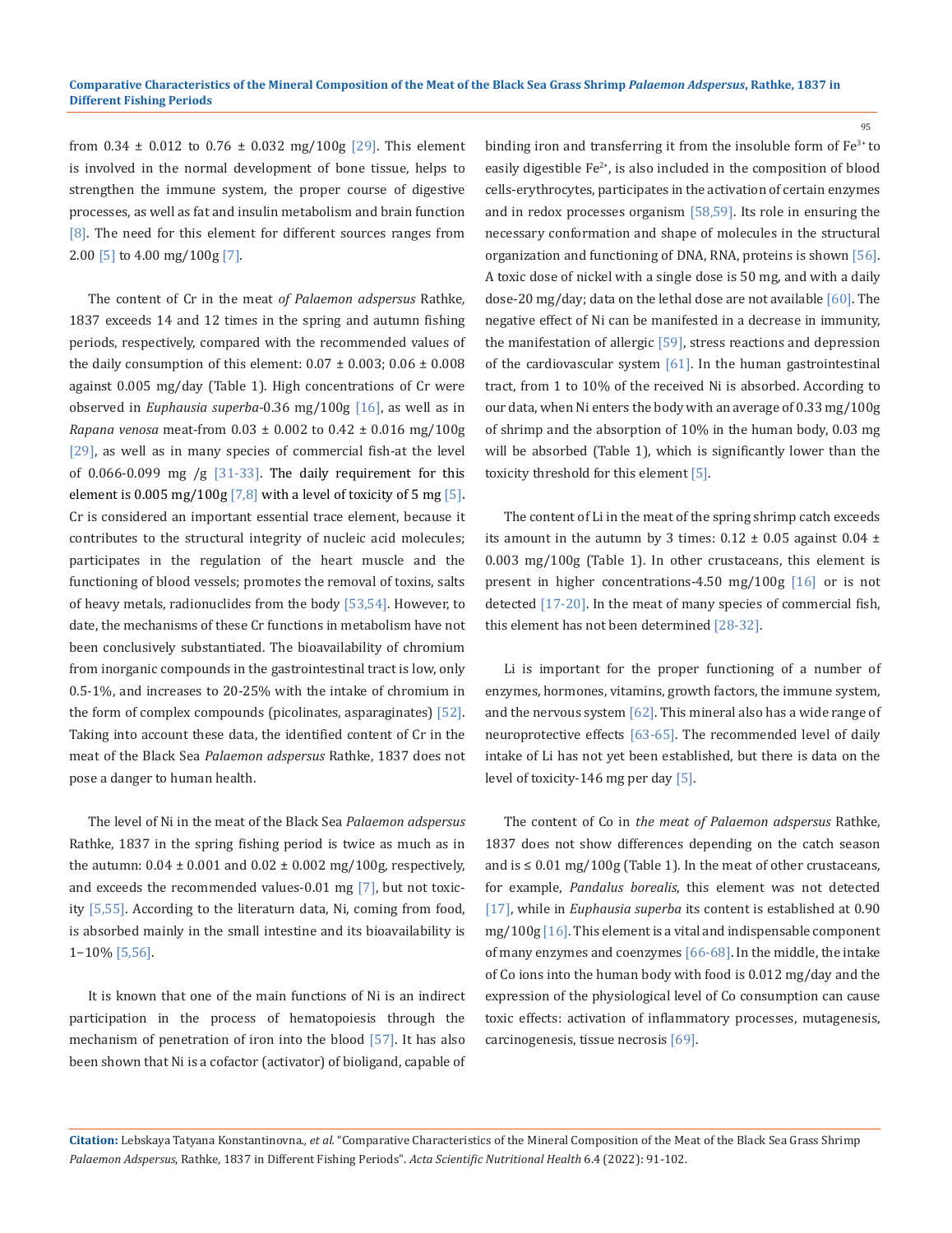from 0.34 ± 0.012 to 0.76 ± 0.032 mg/100g [29]. This element is involved in the normal development of bone tissue, helps to strengthen the immune system, the proper course of digestive processes, as well as fat and insulin metabolism and brain function [8]. The need for this element for different sources ranges from 2.00 [5] to 4.00 mg/100g [7].

The content of Cr in the meat *of Palaemon adspersus* Rathke, 1837 exceeds 14 and 12 times in the spring and autumn fishing periods, respectively, compared with the recommended values of the daily consumption of this element: 0.07 ± 0.003; 0.06 ± 0.008 against 0.005 mg/day (Table 1). High concentrations of Cr were observed in *Euphausia superba*-0.36 mg/100g [16], as well as in *Rapana venosa* meat-from 0.03 ± 0.002 to 0.42 ± 0.016 mg/100g [29], as well as in many species of commercial fish-at the level of 0.066-0.099 mg /g [31-33]. The daily requirement for this element is 0.005 mg/100g [7,8] with a level of toxicity of 5 mg [5]. Cr is considered an important essential trace element, because it contributes to the structural integrity of nucleic acid molecules; participates in the regulation of the heart muscle and the functioning of blood vessels; promotes the removal of toxins, salts of heavy metals, radionuclides from the body [53,54]. However, to date, the mechanisms of these Cr functions in metabolism have not been conclusively substantiated. The bioavailability of chromium from inorganic compounds in the gastrointestinal tract is low, only 0.5-1%, and increases to 20-25% with the intake of chromium in the form of complex compounds (picolinates, asparaginates) [52]. Taking into account these data, the identified content of Cr in the meat of the Black Sea *Palaemon adspersus* Rathke, 1837 does not pose a danger to human health.

The level of Ni in the meat of the Black Sea *Palaemon adspersus* Rathke, 1837 in the spring fishing period is twice as much as in the autumn: 0.04 ± 0.001 and 0.02 ± 0.002 mg/100g, respectively, and exceeds the recommended values-0.01 mg [7], but not toxicity [5,55]. According to the literaturn data, Ni, coming from food, is absorbed mainly in the small intestine and its bioavailability is 1–10% [5,56].

It is known that one of the main functions of Ni is an indirect participation in the process of hematopoiesis through the mechanism of penetration of iron into the blood [57]. It has also been shown that Ni is a cofactor (activator) of bioligand, capable of binding iron and transferring it from the insoluble form of $Fe^{3+}$ to easily digestible $Fe^{2+}$, is also included in the composition of blood cells-erythrocytes, participates in the activation of certain enzymes and in redox processes organism [58,59]. Its role in ensuring the necessary conformation and shape of molecules in the structural organization and functioning of DNA, RNA, proteins is shown [56]. A toxic dose of nickel with a single dose is 50 mg, and with a daily dose-20 mg/day; data on the lethal dose are not available [60]. The negative effect of Ni can be manifested in a decrease in immunity, the manifestation of allergic [59], stress reactions and depression of the cardiovascular system [61]. In the human gastrointestinal tract, from 1 to 10% of the received Ni is absorbed. According to our data, when Ni enters the body with an average of 0.33 mg/100g of shrimp and the absorption of 10% in the human body, 0.03 mg will be absorbed (Table 1), which is significantly lower than the toxicity threshold for this element [5].

The content of Li in the meat of the spring shrimp catch exceeds its amount in the autumn by 3 times: 0.12 ± 0.05 against 0.04 ± 0.003 mg/100g (Table 1). In other crustaceans, this element is present in higher concentrations-4.50 mg/100g [16] or is not detected [17-20]. In the meat of many species of commercial fish, this element has not been determined [28-32].

Li is important for the proper functioning of a number of enzymes, hormones, vitamins, growth factors, the immune system, and the nervous system [62]. This mineral also has a wide range of neuroprotective effects [63-65]. The recommended level of daily intake of Li has not yet been established, but there is data on the level of toxicity-146 mg per day [5].

The content of Co in *the meat of Palaemon adspersus* Rathke, 1837 does not show differences depending on the catch season and is ≤ 0.01 mg/100g (Table 1). In the meat of other crustaceans, for example, *Pandalus borealis*, this element was not detected [17], while in *Euphausia superba* its content is established at 0.90 mg/100g [16]. This element is a vital and indispensable component of many enzymes and coenzymes [66-68]. In the middle, the intake of Co ions into the human body with food is 0.012 mg/day and the expression of the physiological level of Co consumption can cause toxic effects: activation of inflammatory processes, mutagenesis, carcinogenesis, tissue necrosis [69].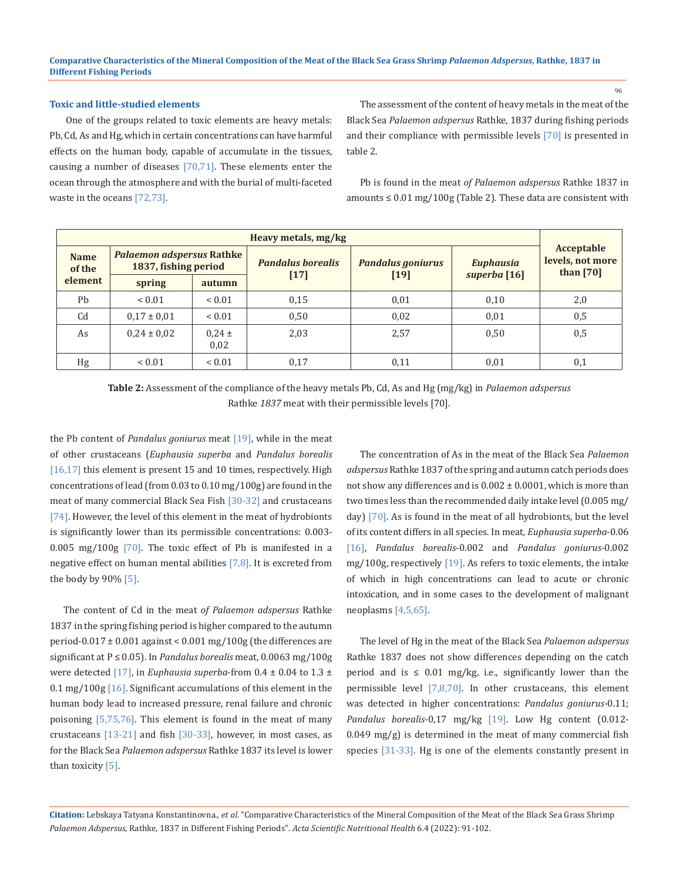### Toxic and little-studied elements

One of the groups related to toxic elements are heavy metals: Pb, Cd, As and Hg, which in certain concentrations can have harmful effects on the human body, capable of accumulate in the tissues, causing a number of diseases [70,71]. These elements enter the ocean through the atmosphere and with the burial of multi-faceted waste in the oceans [72,73].

The assessment of the content of heavy metals in the meat of the Black Sea *Palaemon adspersus* Rathke, 1837 during fishing periods and their compliance with permissible levels [70] is presented in table 2.

Pb is found in the meat *of Palaemon adspersus* Rathke 1837 in amounts ≤ 0.01 mg/100g (Table 2). These data are consistent with the Pb content of *Pandalus goniurus* meat [19], while in the meat of other crustaceans (*Euphausia superba* and *Pandalus borealis* [16,17] this element is present 15 and 10 times, respectively. High concentrations of lead (from 0.03 to 0.10 mg/100g) are found in the meat of many commercial Black Sea Fish [30-32] and crustaceans [74]. However, the level of this element in the meat of hydrobionts is significantly lower than its permissible concentrations: 0.003-0.005 mg/100g [70]. The toxic effect of Pb is manifested in a negative effect on human mental abilities [7,8]. It is excreted from the body by 90% [5].

| Heavy metals, mg/kg | | | | | | |
|---|---|---|---|---|---|---|
| **Name of the element** | ***Palaemon adspersus* Rathke 1837, fishing period** | | ***Pandalus borealis* [17]** | ***Pandalus goniurus* [19]** | ***Euphausia superba* [16]** | **Acceptable levels, not more than [70]** |
| | **spring** | **autumn** | | | | |
| Pb | < 0.01 | < 0.01 | 0,15 | 0,01 | 0,10 | 2,0 |
| Cd | 0,17 ± 0,01 | < 0.01 | 0,50 | 0,02 | 0,01 | 0,5 |
| As | 0,24 ± 0,02 | 0,24 ± 0,02 | 2,03 | 2,57 | 0,50 | 0,5 |
| Hg | < 0.01 | < 0.01 | 0,17 | 0,11 | 0,01 | 0,1 |

**Table 2:** Assessment of the compliance of the heavy metals Pb, Cd, As and Hg (mg/kg) in *Palaemon adspersus* Rathke *1837* meat with their permissible levels [70].

The content of Cd in the meat *of Palaemon adspersus* Rathke 1837 in the spring fishing period is higher compared to the autumn period-0.017 ± 0.001 against < 0.001 mg/100g (the differences are significant at P ≤ 0.05). In *Pandalus borealis* meat, 0.0063 mg/100g were detected [17], in *Euphausia superba*-from 0.4 ± 0.04 to 1.3 ± 0.1 mg/100g [16]. Significant accumulations of this element in the human body lead to increased pressure, renal failure and chronic poisoning [5,75,76]. This element is found in the meat of many crustaceans [13-21] and fish [30-33], however, in most cases, as for the Black Sea *Palaemon adspersus* Rathke 1837 its level is lower than toxicity [5].

The concentration of As in the meat of the Black Sea *Palaemon adspersus* Rathke 1837 of the spring and autumn catch periods does not show any differences and is 0.002 ± 0.0001, which is more than two times less than the recommended daily intake level (0.005 mg/day) [70]. As is found in the meat of all hydrobionts, but the level of its content differs in all species. In meat, *Euphausia superba*-0.06 [16], *Pandalus borealis*-0.002 and *Pandalus goniurus*-0.002 mg/100g, respectively [19]. As refers to toxic elements, the intake of which in high concentrations can lead to acute or chronic intoxication, and in some cases to the development of malignant neoplasms [4,5,65].

The level of Hg in the meat of the Black Sea *Palaemon adspersus* Rathke 1837 does not show differences depending on the catch period and is ≤ 0.01 mg/kg, i.e., significantly lower than the permissible level [7,8,70]. In other crustaceans, this element was detected in higher concentrations: *Pandalus goniurus*-0.11; *Pandalus borealis*-0,17 mg/kg [19]. Low Hg content (0.012-0.049 mg/g) is determined in the meat of many commercial fish species [31-33]. Hg is one of the elements constantly present in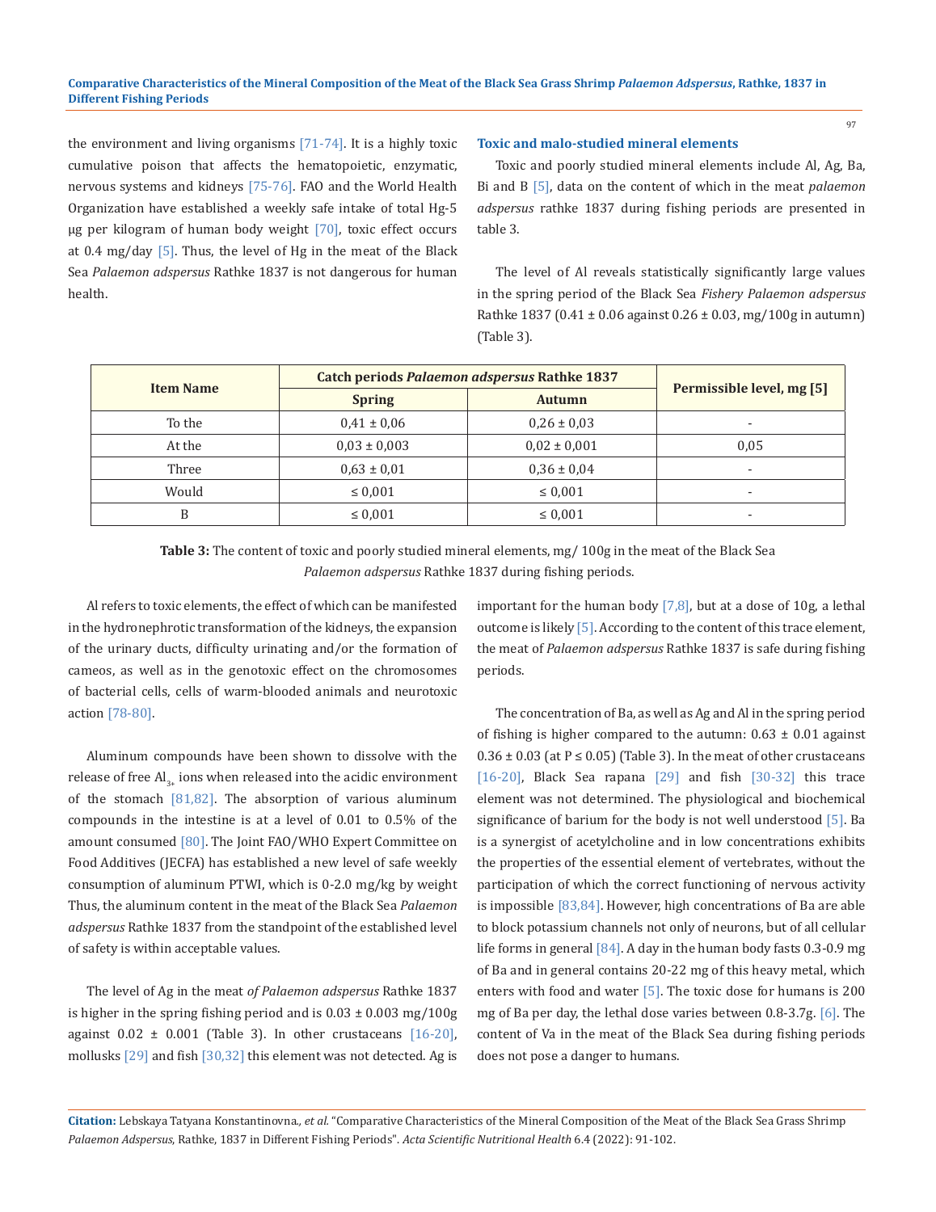the environment and living organisms [71-74]. It is a highly toxic cumulative poison that affects the hematopoietic, enzymatic, nervous systems and kidneys [75-76]. FAO and the World Health Organization have established a weekly safe intake of total Hg-5 µg per kilogram of human body weight [70], toxic effect occurs at 0.4 mg/day [5]. Thus, the level of Hg in the meat of the Black Sea *Palaemon adspersus* Rathke 1837 is not dangerous for human health.

### Toxic and malo-studied mineral elements

Toxic and poorly studied mineral elements include Al, Ag, Ba, Bi and B [5], data on the content of which in the meat *palaemon adspersus* rathke 1837 during fishing periods are presented in table 3.

The level of Al reveals statistically significantly large values in the spring period of the Black Sea *Fishery Palaemon adspersus* Rathke 1837 (0.41 ± 0.06 against 0.26 ± 0.03, mg/100g in autumn) (Table 3).

| Item Name | Catch periods *Palaemon adspersus* Rathke 1837 | | Permissible level, mg [5] |
|---|---|---|---|
| | Spring | Autumn | |
| To the | 0,41 ± 0,06 | 0,26 ± 0,03 | - |
| At the | 0,03 ± 0,003 | 0,02 ± 0,001 | 0,05 |
| Three | 0,63 ± 0,01 | 0,36 ± 0,04 | - |
| Would | ≤ 0,001 | ≤ 0,001 | - |
| B | ≤ 0,001 | ≤ 0,001 | - |

**Table 3:** The content of toxic and poorly studied mineral elements, mg/ 100g in the meat of the Black Sea *Palaemon adspersus* Rathke 1837 during fishing periods.

Al refers to toxic elements, the effect of which can be manifested in the hydronephrotic transformation of the kidneys, the expansion of the urinary ducts, difficulty urinating and/or the formation of cameos, as well as in the genotoxic effect on the chromosomes of bacterial cells, cells of warm-blooded animals and neurotoxic action [78-80].

Aluminum compounds have been shown to dissolve with the release of free $Al_{3+}$ ions when released into the acidic environment of the stomach [81,82]. The absorption of various aluminum compounds in the intestine is at a level of 0.01 to 0.5% of the amount consumed [80]. The Joint FAO/WHO Expert Committee on Food Additives (JECFA) has established a new level of safe weekly consumption of aluminum PTWI, which is 0-2.0 mg/kg by weight Thus, the aluminum content in the meat of the Black Sea *Palaemon adspersus* Rathke 1837 from the standpoint of the established level of safety is within acceptable values.

The level of Ag in the meat *of Palaemon adspersus* Rathke 1837 is higher in the spring fishing period and is 0.03 ± 0.003 mg/100g against 0.02 ± 0.001 (Table 3). In other crustaceans [16-20], mollusks [29] and fish [30,32] this element was not detected. Ag is important for the human body [7,8], but at a dose of 10g, a lethal outcome is likely [5]. According to the content of this trace element, the meat of *Palaemon adspersus* Rathke 1837 is safe during fishing periods.

The concentration of Ba, as well as Ag and Al in the spring period of fishing is higher compared to the autumn: 0.63 ± 0.01 against 0.36 ± 0.03 (at P ≤ 0.05) (Table 3). In the meat of other crustaceans [16-20], Black Sea rapana [29] and fish [30-32] this trace element was not determined. The physiological and biochemical significance of barium for the body is not well understood [5]. Ba is a synergist of acetylcholine and in low concentrations exhibits the properties of the essential element of vertebrates, without the participation of which the correct functioning of nervous activity is impossible [83,84]. However, high concentrations of Ba are able to block potassium channels not only of neurons, but of all cellular life forms in general [84]. A day in the human body fasts 0.3-0.9 mg of Ba and in general contains 20-22 mg of this heavy metal, which enters with food and water [5]. The toxic dose for humans is 200 mg of Ba per day, the lethal dose varies between 0.8-3.7g. [6]. The content of Va in the meat of the Black Sea during fishing periods does not pose a danger to humans.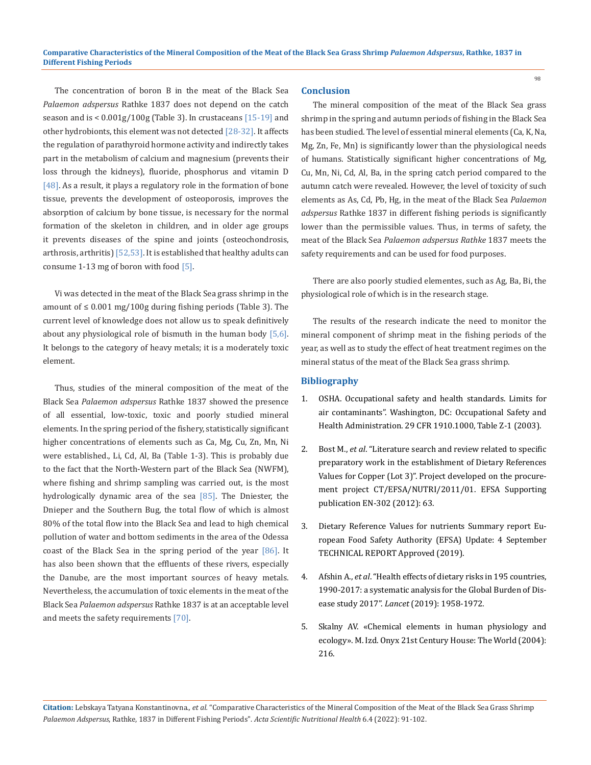The concentration of boron B in the meat of the Black Sea *Palaemon adspersus* Rathke 1837 does not depend on the catch season and is < 0.001g/100g (Table 3). In crustaceans [15-19] and other hydrobionts, this element was not detected [28-32]. It affects the regulation of parathyroid hormone activity and indirectly takes part in the metabolism of calcium and magnesium (prevents their loss through the kidneys), fluoride, phosphorus and vitamin D [48]. As a result, it plays a regulatory role in the formation of bone tissue, prevents the development of osteoporosis, improves the absorption of calcium by bone tissue, is necessary for the normal formation of the skeleton in children, and in older age groups it prevents diseases of the spine and joints (osteochondrosis, arthrosis, arthritis) [52,53]. It is established that healthy adults can consume 1-13 mg of boron with food [5].

Vi was detected in the meat of the Black Sea grass shrimp in the amount of ≤ 0.001 mg/100g during fishing periods (Table 3). The current level of knowledge does not allow us to speak definitively about any physiological role of bismuth in the human body [5,6]. It belongs to the category of heavy metals; it is a moderately toxic element.

Thus, studies of the mineral composition of the meat of the Black Sea *Palaemon adspersus* Rathke 1837 showed the presence of all essential, low-toxic, toxic and poorly studied mineral elements. In the spring period of the fishery, statistically significant higher concentrations of elements such as Ca, Mg, Cu, Zn, Mn, Ni were established., Li, Cd, Al, Ba (Table 1-3). This is probably due to the fact that the North-Western part of the Black Sea (NWFM), where fishing and shrimp sampling was carried out, is the most hydrologically dynamic area of the sea [85]. The Dniester, the Dnieper and the Southern Bug, the total flow of which is almost 80% of the total flow into the Black Sea and lead to high chemical pollution of water and bottom sediments in the area of the Odessa coast of the Black Sea in the spring period of the year [86]. It has also been shown that the effluents of these rivers, especially the Danube, are the most important sources of heavy metals. Nevertheless, the accumulation of toxic elements in the meat of the Black Sea *Palaemon adspersus* Rathke 1837 is at an acceptable level and meets the safety requirements [70].

## Conclusion

The mineral composition of the meat of the Black Sea grass shrimp in the spring and autumn periods of fishing in the Black Sea has been studied. The level of essential mineral elements (Ca, K, Na, Mg, Zn, Fe, Mn) is significantly lower than the physiological needs of humans. Statistically significant higher concentrations of Mg, Cu, Mn, Ni, Cd, Al, Ba, in the spring catch period compared to the autumn catch were revealed. However, the level of toxicity of such elements as As, Cd, Pb, Hg, in the meat of the Black Sea *Palaemon adspersus* Rathke 1837 in different fishing periods is significantly lower than the permissible values. Thus, in terms of safety, the meat of the Black Sea *Palaemon adspersus Rathke* 1837 meets the safety requirements and can be used for food purposes.

There are also poorly studied elementes, such as Ag, Ba, Bi, the physiological role of which is in the research stage.

The results of the research indicate the need to monitor the mineral component of shrimp meat in the fishing periods of the year, as well as to study the effect of heat treatment regimes on the mineral status of the meat of the Black Sea grass shrimp.

## Bibliography

1. OSHA. Occupational safety and health standards. Limits for air contaminants". Washington, DC: Occupational Safety and Health Administration. 29 CFR 1910.1000, Table Z-1 (2003).
2. Bost M., *et al*. "Literature search and review related to specific preparatory work in the establishment of Dietary References Values for Copper (Lot 3)". Project developed on the procurement project CT/EFSA/NUTRI/2011/01. EFSA Supporting publication EN-302 (2012): 63.
3. Dietary Reference Values for nutrients Summary report European Food Safety Authority (EFSA) Update: 4 September TECHNICAL REPORT Approved (2019).
4. Afshin A., *et al*. "Health effects of dietary risks in 195 countries, 1990-2017: a systematic analysis for the Global Burden of Disease study 2017". *Lancet* (2019): 1958-1972.
5. Skalny AV. «Chemical elements in human physiology and ecology». M. Izd. Onyx 21st Century House: The World (2004): 216.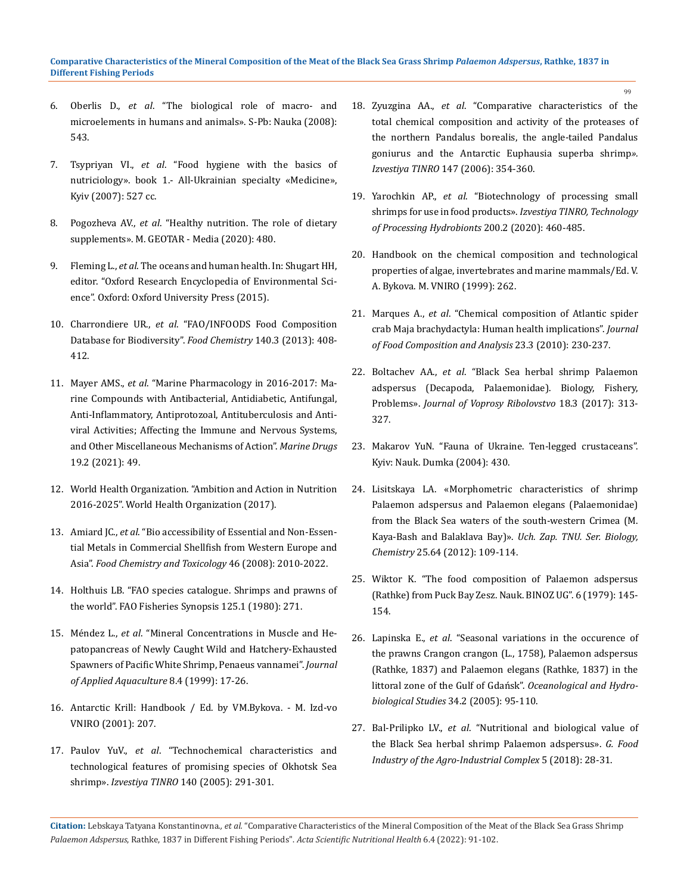6. Oberlis D., *et al*. "The biological role of macro- and microelements in humans and animals». S-Pb: Nauka (2008): 543.

7. Tsypriyan VI., *et al*. "Food hygiene with the basics of nutriciology». book 1.- All-Ukrainian specialty «Medicine», Kyiv (2007): 527 cc.

8. Pogozheva AV., *et al*. "Healthy nutrition. The role of dietary supplements». M. GEOTAR - Media (2020): 480.

9. Fleming L., *et al*. The oceans and human health. In: Shugart HH, editor. "Oxford Research Encyclopedia of Environmental Science". Oxford: Oxford University Press (2015).

10. Charrondiere UR., *et al*. "FAO/INFOODS Food Composition Database for Biodiversity". *Food Chemistry* 140.3 (2013): 408-412.

11. Mayer AMS., *et al*. "Marine Pharmacology in 2016-2017: Marine Compounds with Antibacterial, Antidiabetic, Antifungal, Anti-Inflammatory, Antiprotozoal, Antituberculosis and Antiviral Activities; Affecting the Immune and Nervous Systems, and Other Miscellaneous Mechanisms of Action". *Marine Drugs* 19.2 (2021): 49.

12. World Health Organization. "Ambition and Action in Nutrition 2016-2025". World Health Organization (2017).

13. Amiard JC., *et al*. "Bio accessibility of Essential and Non-Essential Metals in Commercial Shellfish from Western Europe and Asia". *Food Chemistry and Toxicology* 46 (2008): 2010-2022.

14. Holthuis LB. "FAO species catalogue. Shrimps and prawns of the world". FAO Fisheries Synopsis 125.1 (1980): 271.

15. Méndez L., *et al*. "Mineral Concentrations in Muscle and Hepatopancreas of Newly Caught Wild and Hatchery-Exhausted Spawners of Pacific White Shrimp, Penaeus vannamei". *Journal of Applied Aquaculture* 8.4 (1999): 17-26.

16. Antarctic Krill: Handbook / Ed. by VM.Bykova. - M. Izd-vo VNIRO (2001): 207.

17. Paulov YuV., *et al*. "Technochemical characteristics and technological features of promising species of Okhotsk Sea shrimp». *Izvestiya TINRO* 140 (2005): 291-301.

18. Zyuzgina AA., *et al*. "Comparative characteristics of the total chemical composition and activity of the proteases of the northern Pandalus borealis, the angle-tailed Pandalus goniurus and the Antarctic Euphausia superba shrimp». *Izvestiya TINRO* 147 (2006): 354-360.

19. Yarochkin AP., *et al*. "Biotechnology of processing small shrimps for use in food products». *Izvestiya TINRO, Technology of Processing Hydrobionts* 200.2 (2020): 460-485.

20. Handbook on the chemical composition and technological properties of algae, invertebrates and marine mammals/Ed. V. A. Bykova. M. VNIRO (1999): 262.

21. Marques A., *et al*. "Chemical composition of Atlantic spider crab Maja brachydactyla: Human health implications". *Journal of Food Composition and Analysis* 23.3 (2010): 230-237.

22. Boltachev AA., *et al*. "Black Sea herbal shrimp Palaemon adspersus (Decapoda, Palaemonidae). Biology, Fishery, Problems». *Journal of Voprosy Ribolovstvo* 18.3 (2017): 313-327.

23. Makarov YuN. "Fauna of Ukraine. Ten-legged crustaceans". Kyiv: Nauk. Dumka (2004): 430.

24. Lisitskaya LA. «Morphometric characteristics of shrimp Palaemon adspersus and Palaemon elegans (Palaemonidae) from the Black Sea waters of the south-western Crimea (M. Kaya-Bash and Balaklava Bay)». *Uch. Zap. TNU. Ser. Biology, Chemistry* 25.64 (2012): 109-114.

25. Wiktor K. "The food composition of Palaemon adspersus (Rathke) from Puck Bay Zesz. Nauk. BINOZ UG". 6 (1979): 145-154.

26. Lapinska E., *et al*. "Seasonal variations in the occurence of the prawns Crangon crangon (L., 1758), Palaemon adspersus (Rathke, 1837) and Palaemon elegans (Rathke, 1837) in the littoral zone of the Gulf of Gdańsk". *Oceanological and Hydrobiological Studies* 34.2 (2005): 95-110.

27. Bal-Prilipko LV., *et al*. "Nutritional and biological value of the Black Sea herbal shrimp Palaemon adspersus». *G. Food Industry of the Agro-Industrial Complex* 5 (2018): 28-31.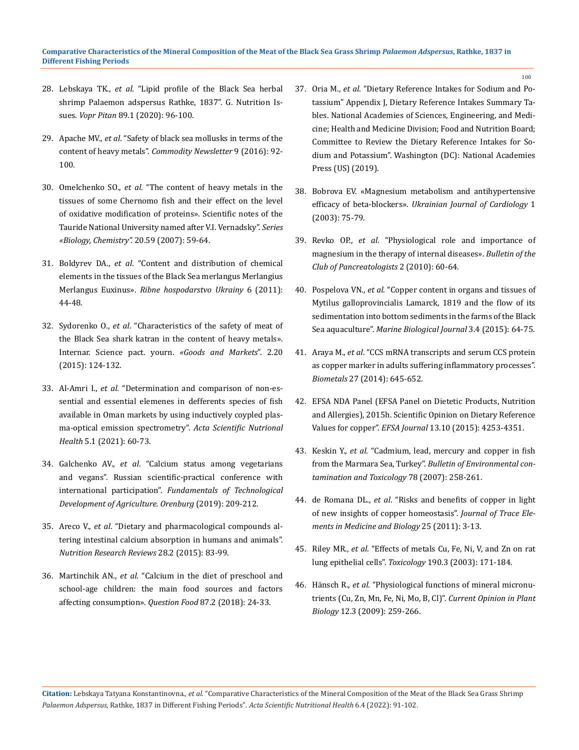28. Lebskaya TK., *et al*. "Lipid profile of the Black Sea herbal shrimp Palaemon adspersus Rathke, 1837". G. Nutrition Issues. *Vopr Pitan* 89.1 (2020): 96-100.

29. Apache MV., *et al*. "Safety of black sea mollusks in terms of the content of heavy metals". *Commodity Newsletter* 9 (2016): 92-100.

30. Omelchenko SO., *et al*. "The content of heavy metals in the tissues of some Chernomo fish and their effect on the level of oxidative modification of proteins». Scientific notes of the Tauride National University named after V.I. Vernadsky". *Series «Biology, Chemistry".* 20.59 (2007): 59-64.

31. Boldyrev DA., *et al*. "Content and distribution of chemical elements in the tissues of the Black Sea merlangus Merlangius Merlangus Euxinus». *Ribne hospodarstvo Ukrainy* 6 (2011): 44-48.

32. Sydorenko O., *et al*. "Characteristics of the safety of meat of the Black Sea shark katran in the content of heavy metals». Internar. Science pact. yourn. *«Goods and Markets*". 2.20 (2015): 124-132.

33. Al-Amri I., *et al*. "Determination and comparison of non-essential and essential elemenes in defferents species of fish available in Oman markets by using inductively coypled plasma-optical emission spectrometry". *Acta Scientific Nutrional Health* 5.1 (2021): 60-73.

34. Galchenko AV., *et al*. "Calcium status among vegetarians and vegans". Russian scientific-practical conference with international participation". *Fundamentals of Technological Development of Agriculture. Orenburg* (2019): 209-212.

35. Areco V., *et al*. "Dietary and pharmacological compounds altering intestinal calcium absorption in humans and animals". *Nutrition Research Reviews* 28.2 (2015): 83-99.

36. Martinchik AN., *et al*. "Calcium in the diet of preschool and school-age children: the main food sources and factors affecting consumption». *Question Food* 87.2 (2018): 24-33.

37. Oria M., *et al*. "Dietary Reference Intakes for Sodium and Potassium" Appendix J, Dietary Reference Intakes Summary Tables. National Academies of Sciences, Engineering, and Medicine; Health and Medicine Division; Food and Nutrition Board; Committee to Review the Dietary Reference Intakes for Sodium and Potassium". Washington (DC): National Academies Press (US) (2019).

38. Bobrova EV. «Magnesium metabolism and antihypertensive efficacy of beta-blockers». *Ukrainian Journal of Cardiology* 1 (2003): 75-79.

39. Revko OP., *et al*. "Physiological role and importance of magnesium in the therapy of internal diseases». *Bulletin of the Club of Pancreatologists* 2 (2010): 60-64.

40. Pospelova VN., *et al*. "Copper content in organs and tissues of Mytilus galloprovincialis Lamarck, 1819 and the flow of its sedimentation into bottom sediments in the farms of the Black Sea aquaculture". *Marine Biological Journal* 3.4 (2015): 64-75.

41. Araya M., *et al*. "CCS mRNA transcripts and serum CCS protein as copper marker in adults suffering inflammatory processes". *Biometals* 27 (2014): 645-652.

42. EFSA NDA Panel (EFSA Panel on Dietetic Products, Nutrition and Allergies), 2015h. Scientific Opinion on Dietary Reference Values for copper". *EFSA Journal* 13.10 (2015): 4253-4351.

43. Keskin Y., *et al*. "Cadmium, lead, mercury and copper in fish from the Marmara Sea, Turkey". *Bulletin of Environmental contamination and Toxicology* 78 (2007): 258-261.

44. de Romana DL., *et al*. "Risks and benefits of copper in light of new insights of copper homeostasis". *Journal of Trace Elements in Medicine and Biology* 25 (2011): 3-13.

45. Riley MR., *et al*. "Effects of metals Cu, Fe, Ni, V, and Zn on rat lung epithelial cells". *Toxicology* 190.3 (2003): 171-184.

46. Hänsch R., *et al*. "Physiological functions of mineral micronutrients (Cu, Zn, Mn, Fe, Ni, Mo, B, Cl)". *Current Opinion in Plant Biology* 12.3 (2009): 259-266.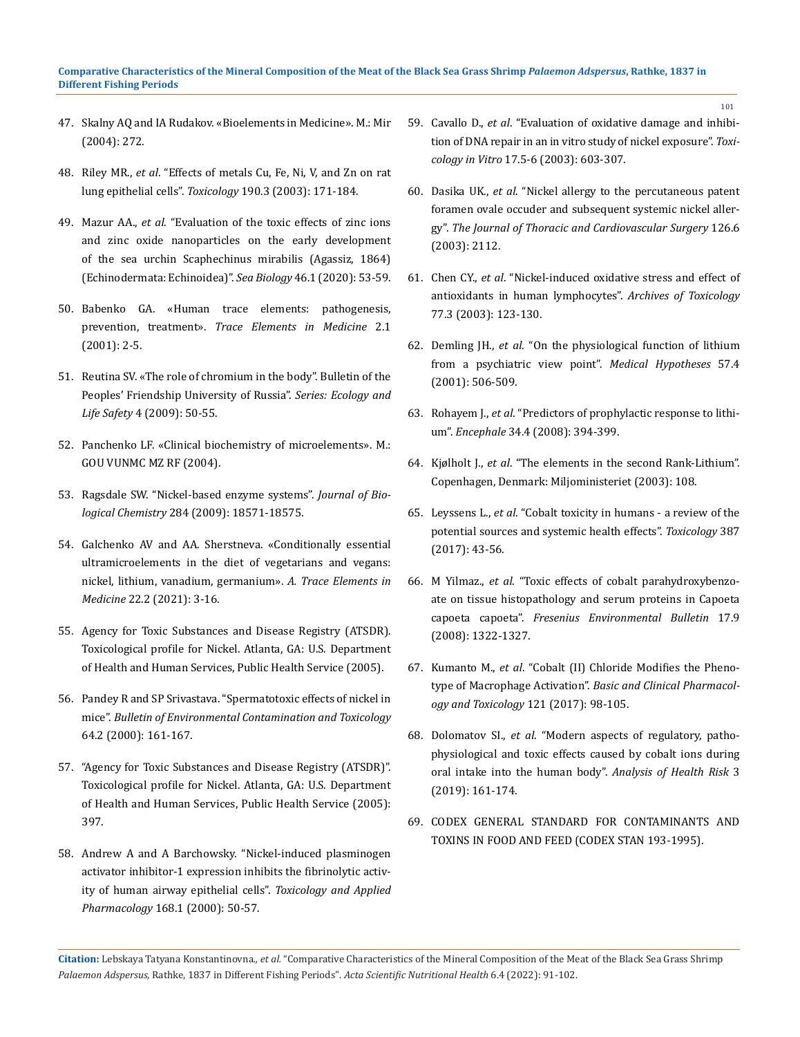47. Skalny AQ and IA Rudakov. «Bioelements in Medicine». M.: Mir (2004): 272.

48. Riley MR., *et al*. "Effects of metals Cu, Fe, Ni, V, and Zn on rat lung epithelial cells". *Toxicology* 190.3 (2003): 171-184.

49. Mazur AA., *et al*. "Evaluation of the toxic effects of zinc ions and zinc oxide nanoparticles on the early development of the sea urchin Scaphechinus mirabilis (Agassiz, 1864) (Echinodermata: Echinoidea)". *Sea Biology* 46.1 (2020): 53-59.

50. Babenko GA. «Human trace elements: pathogenesis, prevention, treatment». *Trace Elements in Medicine* 2.1 (2001): 2-5.

51. Reutina SV. «The role of chromium in the body". Bulletin of the Peoples' Friendship University of Russia". *Series: Ecology and Life Safety* 4 (2009): 50-55.

52. Panchenko LF. «Clinical biochemistry of microelements». M.: GOU VUNMC MZ RF (2004).

53. Ragsdale SW. "Nickel-based enzyme systems". *Journal of Biological Chemistry* 284 (2009): 18571-18575.

54. Galchenko AV and AA. Sherstneva. «Conditionally essential ultramicroelements in the diet of vegetarians and vegans: nickel, lithium, vanadium, germanium». *A. Trace Elements in Medicine* 22.2 (2021): 3-16.

55. Agency for Toxic Substances and Disease Registry (ATSDR). Toxicological profile for Nickel. Atlanta, GA: U.S. Department of Health and Human Services, Public Health Service (2005).

56. Pandey R and SP Srivastava. "Spermatotoxic effects of nickel in mice". *Bulletin of Environmental Contamination and Toxicology* 64.2 (2000): 161-167.

57. "Agency for Toxic Substances and Disease Registry (ATSDR)". Toxicological profile for Nickel. Atlanta, GA: U.S. Department of Health and Human Services, Public Health Service (2005): 397.

58. Andrew A and A Barchowsky. "Nickel-induced plasminogen activator inhibitor-1 expression inhibits the fibrinolytic activity of human airway epithelial cells". *Toxicology and Applied Pharmacology* 168.1 (2000): 50-57.

59. Cavallo D., *et al*. "Evaluation of oxidative damage and inhibition of DNA repair in an in vitro study of nickel exposure". *Toxicology in Vitro* 17.5-6 (2003): 603-307.

60. Dasika UK., *et al*. "Nickel allergy to the percutaneous patent foramen ovale occuder and subsequent systemic nickel allergy". *The Journal of Thoracic and Cardiovascular Surgery* 126.6 (2003): 2112.

61. Chen CY., *et al*. "Nickel-induced oxidative stress and effect of antioxidants in human lymphocytes". *Archives of Toxicology* 77.3 (2003): 123-130.

62. Demling JH., *et al*. "On the physiological function of lithium from a psychiatric view point". *Medical Hypotheses* 57.4 (2001): 506-509.

63. Rohayem J., *et al*. "Predictors of prophylactic response to lithium". *Encephale* 34.4 (2008): 394-399.

64. Kjølholt J., *et al*. "The elements in the second Rank-Lithium". Copenhagen, Denmark: Miljoministeriet (2003): 108.

65. Leyssens L., *et al*. "Cobalt toxicity in humans - a review of the potential sources and systemic health effects". *Toxicology* 387 (2017): 43-56.

66. M Yilmaz., *et al*. "Toxic effects of cobalt parahydroxybenzoate on tissue histopathology and serum proteins in Capoeta capoeta capoeta". *Fresenius Environmental Bulletin* 17.9 (2008): 1322-1327.

67. Kumanto M., *et al*. "Cobalt (II) Chloride Modifies the Phenotype of Macrophage Activation". *Basic and Clinical Pharmacology and Toxicology* 121 (2017): 98-105.

68. Dolomatov SI., *et al*. "Modern aspects of regulatory, pathophysiological and toxic effects caused by cobalt ions during oral intake into the human body". *Analysis of Health Risk* 3 (2019): 161-174.

69. CODEX GENERAL STANDARD FOR CONTAMINANTS AND TOXINS IN FOOD AND FEED (CODEX STAN 193-1995).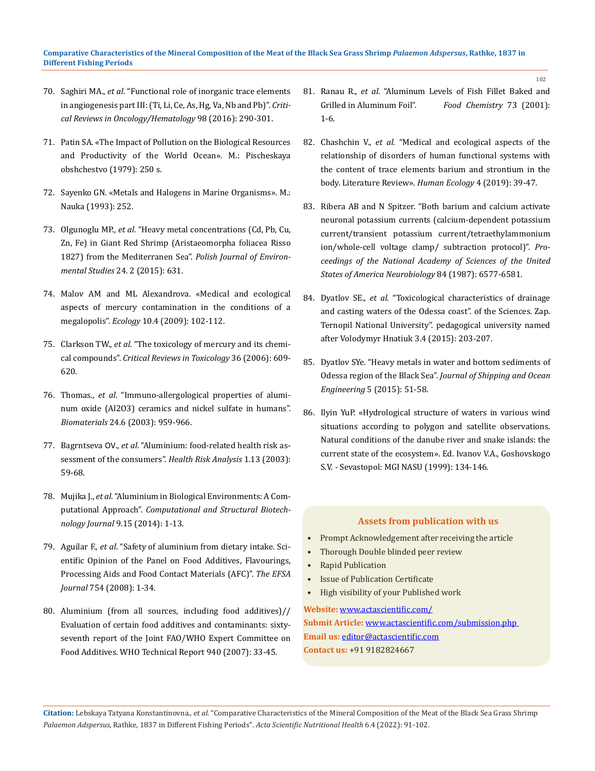70. Saghiri MA., *et al*. "Functional role of inorganic trace elements in angiogenesis part III: (Ti, Li, Ce, As, Hg, Va, Nb and Pb)". *Critical Reviews in Oncology/Hematology* 98 (2016): 290-301.

71. Patin SA. «The Impact of Pollution on the Biological Resources and Productivity of the World Ocean». M.: Pischeskaya obshchestvo (1979): 250 s.

72. Sayenko GN. «Metals and Halogens in Marine Organisms». M.: Nauka (1993): 252.

73. Olgunoglu MP., *et al*. "Heavy metal concentrations (Cd, Pb, Cu, Zn, Fe) in Giant Red Shrimp (Aristaeomorpha foliacea Risso 1827) from the Mediterranen Sea". *Polish Journal of Environmental Studies* 24. 2 (2015): 631.

74. Malov AM and ML Alexandrova. «Medical and ecological aspects of mercury contamination in the conditions of a megalopolis". *Ecology* 10.4 (2009): 102-112.

75. Clarkson TW., *et al*. "The toxicology of mercury and its chemical compounds". *Critical Reviews in Toxicology* 36 (2006): 609-620.

76. Thomas., *et al*. "Immuno-allergological properties of aluminum oxide (Al2O3) ceramics and nickel sulfate in humans". *Biomaterials* 24.6 (2003): 959-966.

77. Bagrntseva OV., *et al*. "Aluminium: food-related health risk assessment of the consumers". *Health Risk Analysis* 1.13 (2003): 59-68.

78. Mujika J., *et al*. "Aluminium in Biological Environments: A Computational Approach". *Computational and Structural Biotechnology Journal* 9.15 (2014): 1-13.

79. Aguilar F., *et al*. "Safety of aluminium from dietary intake. Scientific Opinion of the Panel on Food Additives, Flavourings, Processing Aids and Food Contact Materials (AFC)". *The EFSA Journal* 754 (2008): 1-34.

80. Aluminium (from all sources, including food additives)// Evaluation of certain food additives and contaminants: sixty-seventh report of the Joint FAO/WHO Expert Committee on Food Additives. WHO Technical Report 940 (2007): 33-45.

81. Ranau R., *et al*. "Aluminum Levels of Fish Fillet Baked and Grilled in Aluminum Foil". *Food Chemistry* 73 (2001): 1-6.

82. Chashchin V., *et al*. "Medical and ecological aspects of the relationship of disorders of human functional systems with the content of trace elements barium and strontium in the body. Literature Review». *Human Ecology* 4 (2019): 39-47.

83. Ribera AB and N Spitzer. "Both barium and calcium activate neuronal potassium currents (calcium-dependent potassium current/transient potassium current/tetraethylammonium ion/whole-cell voltage clamp/ subtraction protocol)". *Proceedings of the National Academy of Sciences of the United States of America Neurobiology* 84 (1987): 6577-6581.

84. Dyatlov SE., *et al*. "Toxicological characteristics of drainage and casting waters of the Odessa coast". of the Sciences. Zap. Ternopil National University". pedagogical university named after Volodymyr Hnatiuk 3.4 (2015): 203-207.

85. Dyatlov SYe. "Heavy metals in water and bottom sediments of Odessa region of the Black Sea". *Journal of Shipping and Ocean Engineering* 5 (2015): 51-58.

86. Ilyin YuP. «Hydrological structure of waters in various wind situations according to polygon and satellite observations. Natural conditions of the danube river and snake islands: the current state of the ecosystem». Ed. Ivanov V.A., Goshovskogo S.V. - Sevastopol: MGI NASU (1999): 134-146.

**Assets from publication with us**

- Prompt Acknowledgement after receiving the article
- Thorough Double blinded peer review
- Rapid Publication
- Issue of Publication Certificate
- High visibility of your Published work

**Website:** www.actascientific.com/
**Submit Article:** www.actascientific.com/submission.php
**Email us:** editor@actascientific.com
**Contact us:** +91 9182824667